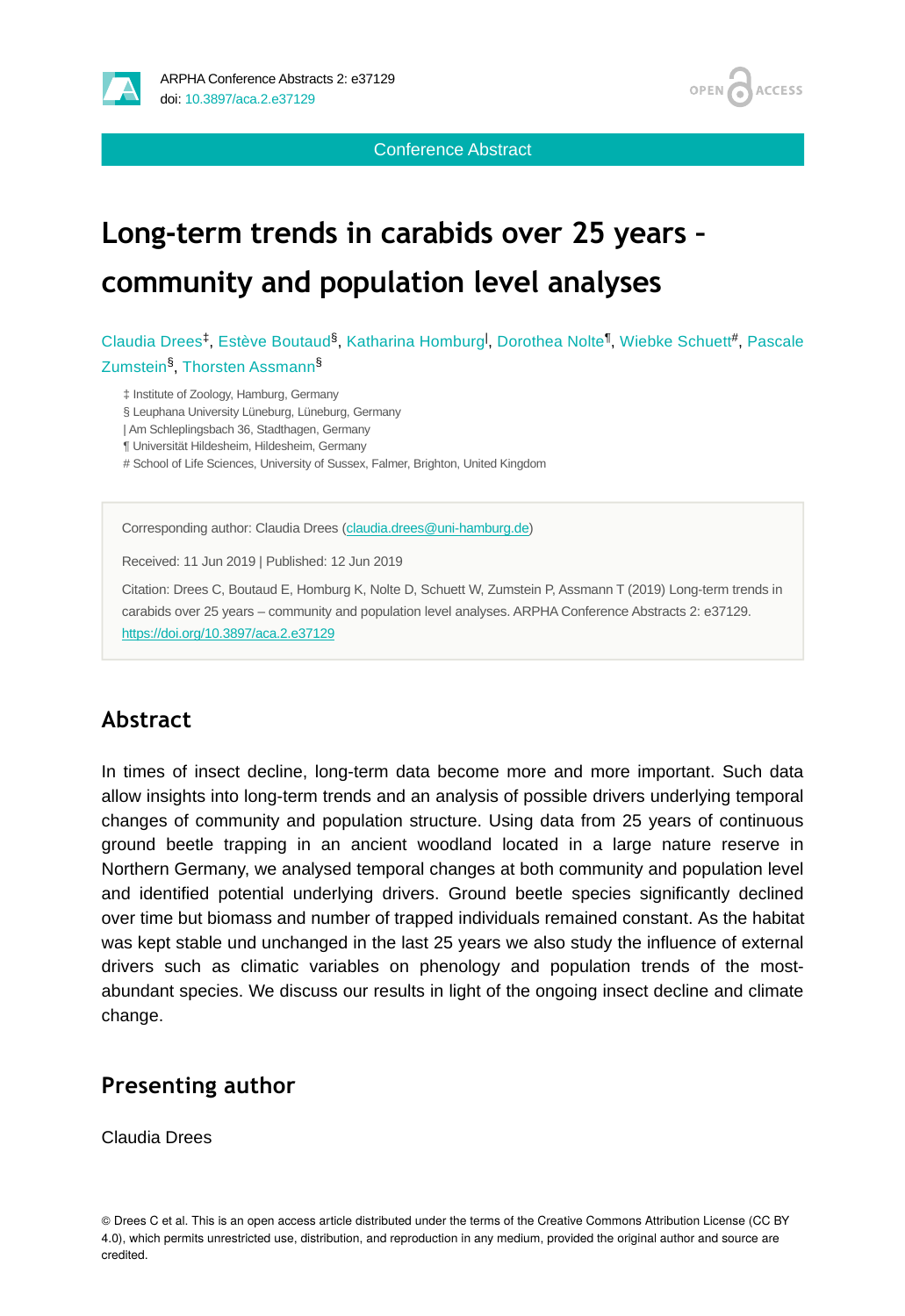Conference Abstract

# Long-term trends in carabids over 25 years – community and population level analyses

Claudia Drees[‡], Estève Boutaud[§], Katharina Homburg[|], Dorothea Nolte[¶], Wiebke Schuett[#], Pascale Zumstein[§], Thorsten Assmann[§]

‡ Institute of Zoology, Hamburg, Germany
§ Leuphana University Lüneburg, Lüneburg, Germany
| Am Schleplingsbach 36, Stadthagen, Germany
¶ Universität Hildesheim, Hildesheim, Germany
# School of Life Sciences, University of Sussex, Falmer, Brighton, United Kingdom

Corresponding author: Claudia Drees (claudia.drees@uni-hamburg.de)

Received: 11 Jun 2019 | Published: 12 Jun 2019

Citation: Drees C, Boutaud E, Homburg K, Nolte D, Schuett W, Zumstein P, Assmann T (2019) Long-term trends in carabids over 25 years – community and population level analyses. ARPHA Conference Abstracts 2: e37129. https://doi.org/10.3897/aca.2.e37129

## Abstract

In times of insect decline, long-term data become more and more important. Such data allow insights into long-term trends and an analysis of possible drivers underlying temporal changes of community and population structure. Using data from 25 years of continuous ground beetle trapping in an ancient woodland located in a large nature reserve in Northern Germany, we analysed temporal changes at both community and population level and identified potential underlying drivers. Ground beetle species significantly declined over time but biomass and number of trapped individuals remained constant. As the habitat was kept stable und unchanged in the last 25 years we also study the influence of external drivers such as climatic variables on phenology and population trends of the most-abundant species. We discuss our results in light of the ongoing insect decline and climate change.

## Presenting author

Claudia Drees

© Drees C et al. This is an open access article distributed under the terms of the Creative Commons Attribution License (CC BY 4.0), which permits unrestricted use, distribution, and reproduction in any medium, provided the original author and source are credited.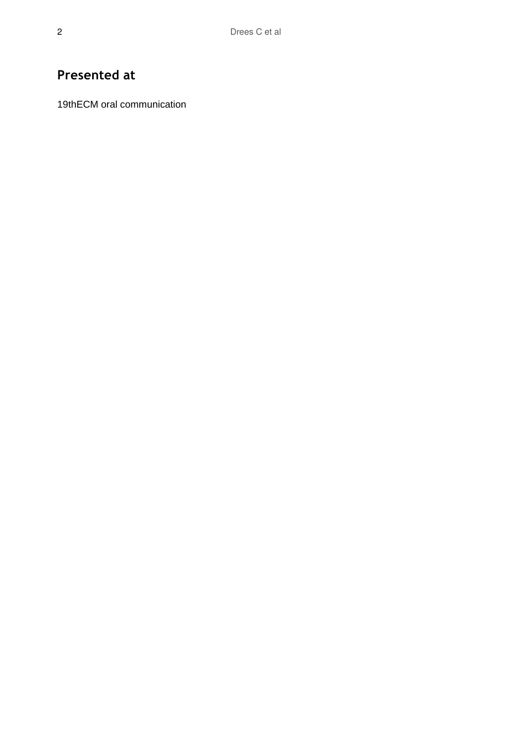## Presented at

19thECM oral communication